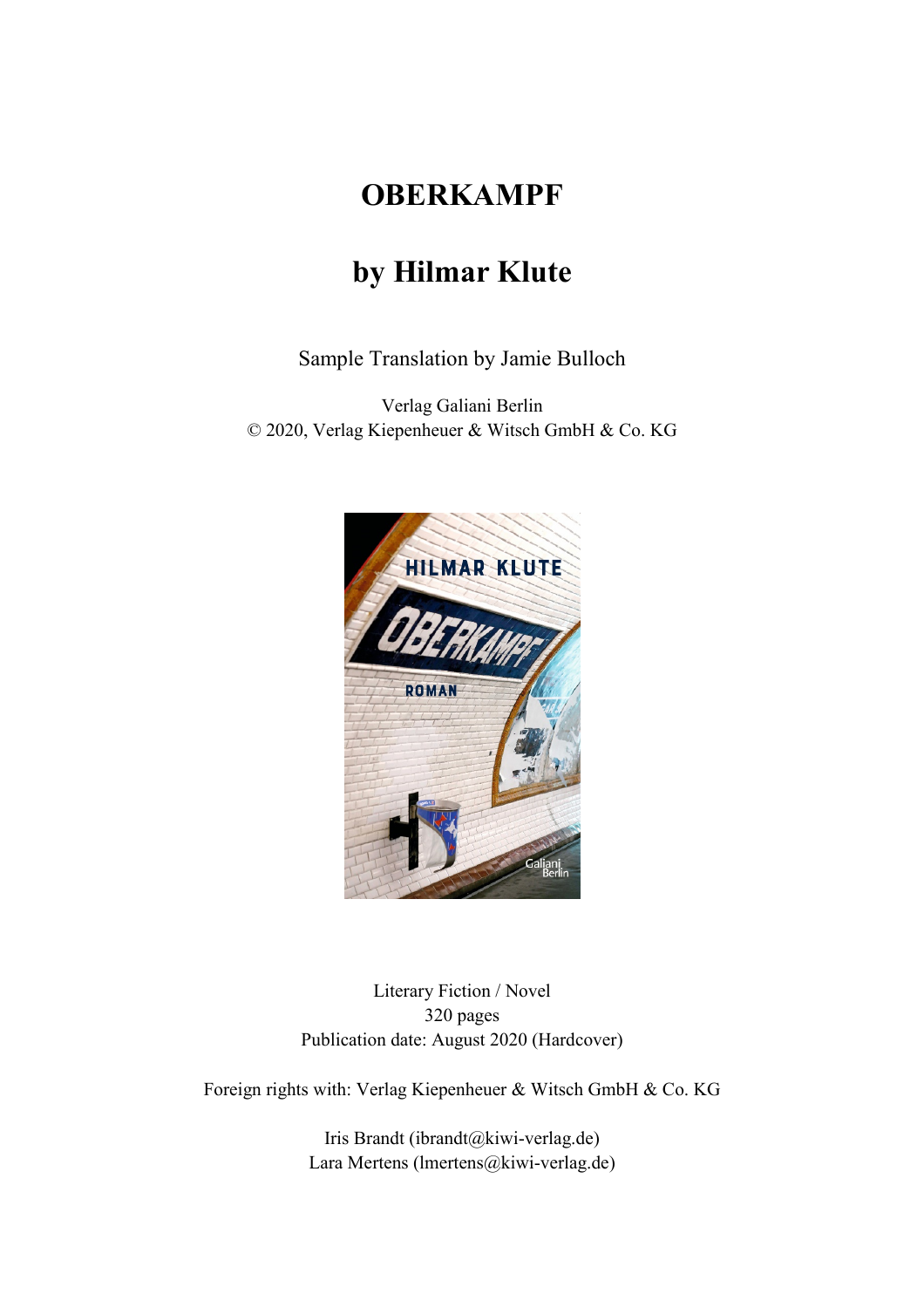# OBERKAMPF

## by Hilmar Klute

Sample Translation by Jamie Bulloch

Verlag Galiani Berlin
© 2020, Verlag Kiepenheuer & Witsch GmbH & Co. KG

Literary Fiction / Novel
320 pages
Publication date: August 2020 (Hardcover)

Foreign rights with: Verlag Kiepenheuer & Witsch GmbH & Co. KG

Iris Brandt (ibrandt@kiwi-verlag.de)
Lara Mertens (lmertens@kiwi-verlag.de)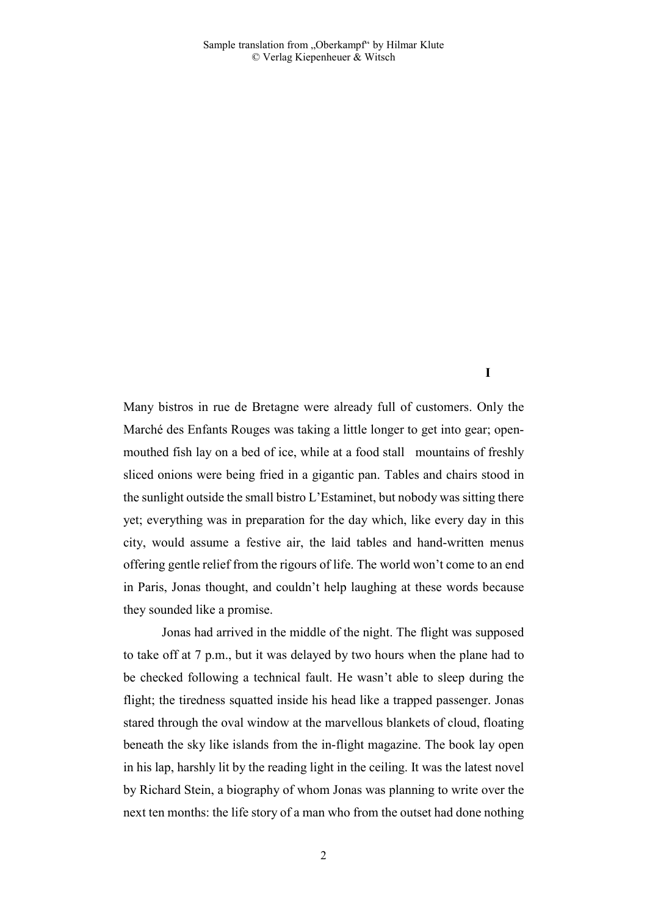# I

Many bistros in rue de Bretagne were already full of customers. Only the Marché des Enfants Rouges was taking a little longer to get into gear; open-mouthed fish lay on a bed of ice, while at a food stall mountains of freshly sliced onions were being fried in a gigantic pan. Tables and chairs stood in the sunlight outside the small bistro L'Estaminet, but nobody was sitting there yet; everything was in preparation for the day which, like every day in this city, would assume a festive air, the laid tables and hand-written menus offering gentle relief from the rigours of life. The world won't come to an end in Paris, Jonas thought, and couldn't help laughing at these words because they sounded like a promise.

Jonas had arrived in the middle of the night. The flight was supposed to take off at 7 p.m., but it was delayed by two hours when the plane had to be checked following a technical fault. He wasn't able to sleep during the flight; the tiredness squatted inside his head like a trapped passenger. Jonas stared through the oval window at the marvellous blankets of cloud, floating beneath the sky like islands from the in-flight magazine. The book lay open in his lap, harshly lit by the reading light in the ceiling. It was the latest novel by Richard Stein, a biography of whom Jonas was planning to write over the next ten months: the life story of a man who from the outset had done nothing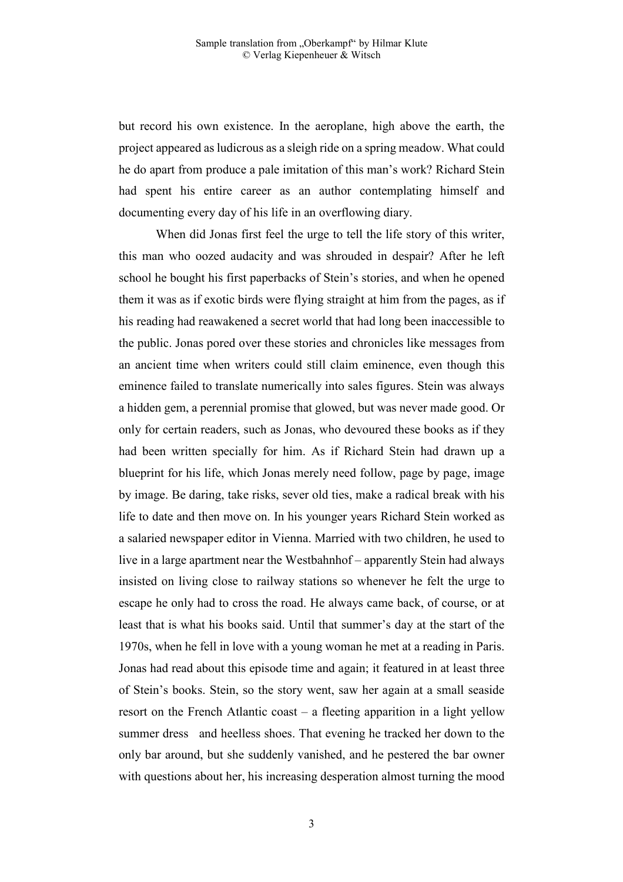but record his own existence. In the aeroplane, high above the earth, the project appeared as ludicrous as a sleigh ride on a spring meadow. What could he do apart from produce a pale imitation of this man's work? Richard Stein had spent his entire career as an author contemplating himself and documenting every day of his life in an overflowing diary.

When did Jonas first feel the urge to tell the life story of this writer, this man who oozed audacity and was shrouded in despair? After he left school he bought his first paperbacks of Stein's stories, and when he opened them it was as if exotic birds were flying straight at him from the pages, as if his reading had reawakened a secret world that had long been inaccessible to the public. Jonas pored over these stories and chronicles like messages from an ancient time when writers could still claim eminence, even though this eminence failed to translate numerically into sales figures. Stein was always a hidden gem, a perennial promise that glowed, but was never made good. Or only for certain readers, such as Jonas, who devoured these books as if they had been written specially for him. As if Richard Stein had drawn up a blueprint for his life, which Jonas merely need follow, page by page, image by image. Be daring, take risks, sever old ties, make a radical break with his life to date and then move on. In his younger years Richard Stein worked as a salaried newspaper editor in Vienna. Married with two children, he used to live in a large apartment near the Westbahnhof – apparently Stein had always insisted on living close to railway stations so whenever he felt the urge to escape he only had to cross the road. He always came back, of course, or at least that is what his books said. Until that summer's day at the start of the 1970s, when he fell in love with a young woman he met at a reading in Paris. Jonas had read about this episode time and again; it featured in at least three of Stein's books. Stein, so the story went, saw her again at a small seaside resort on the French Atlantic coast – a fleeting apparition in a light yellow summer dress and heelless shoes. That evening he tracked her down to the only bar around, but she suddenly vanished, and he pestered the bar owner with questions about her, his increasing desperation almost turning the mood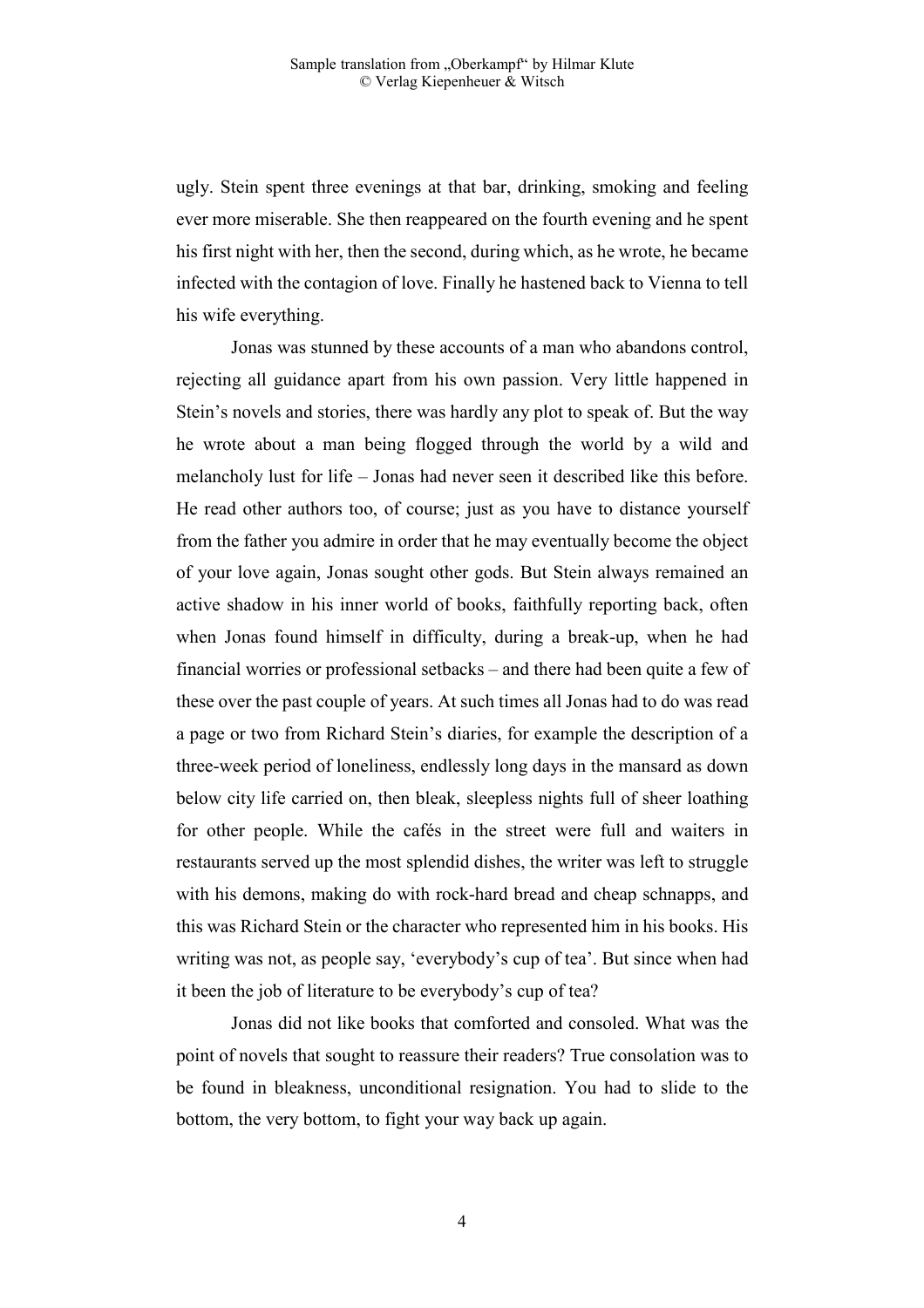ugly. Stein spent three evenings at that bar, drinking, smoking and feeling ever more miserable. She then reappeared on the fourth evening and he spent his first night with her, then the second, during which, as he wrote, he became infected with the contagion of love. Finally he hastened back to Vienna to tell his wife everything.

Jonas was stunned by these accounts of a man who abandons control, rejecting all guidance apart from his own passion. Very little happened in Stein's novels and stories, there was hardly any plot to speak of. But the way he wrote about a man being flogged through the world by a wild and melancholy lust for life – Jonas had never seen it described like this before. He read other authors too, of course; just as you have to distance yourself from the father you admire in order that he may eventually become the object of your love again, Jonas sought other gods. But Stein always remained an active shadow in his inner world of books, faithfully reporting back, often when Jonas found himself in difficulty, during a break-up, when he had financial worries or professional setbacks – and there had been quite a few of these over the past couple of years. At such times all Jonas had to do was read a page or two from Richard Stein's diaries, for example the description of a three-week period of loneliness, endlessly long days in the mansard as down below city life carried on, then bleak, sleepless nights full of sheer loathing for other people. While the cafés in the street were full and waiters in restaurants served up the most splendid dishes, the writer was left to struggle with his demons, making do with rock-hard bread and cheap schnapps, and this was Richard Stein or the character who represented him in his books. His writing was not, as people say, 'everybody's cup of tea'. But since when had it been the job of literature to be everybody's cup of tea?

Jonas did not like books that comforted and consoled. What was the point of novels that sought to reassure their readers? True consolation was to be found in bleakness, unconditional resignation. You had to slide to the bottom, the very bottom, to fight your way back up again.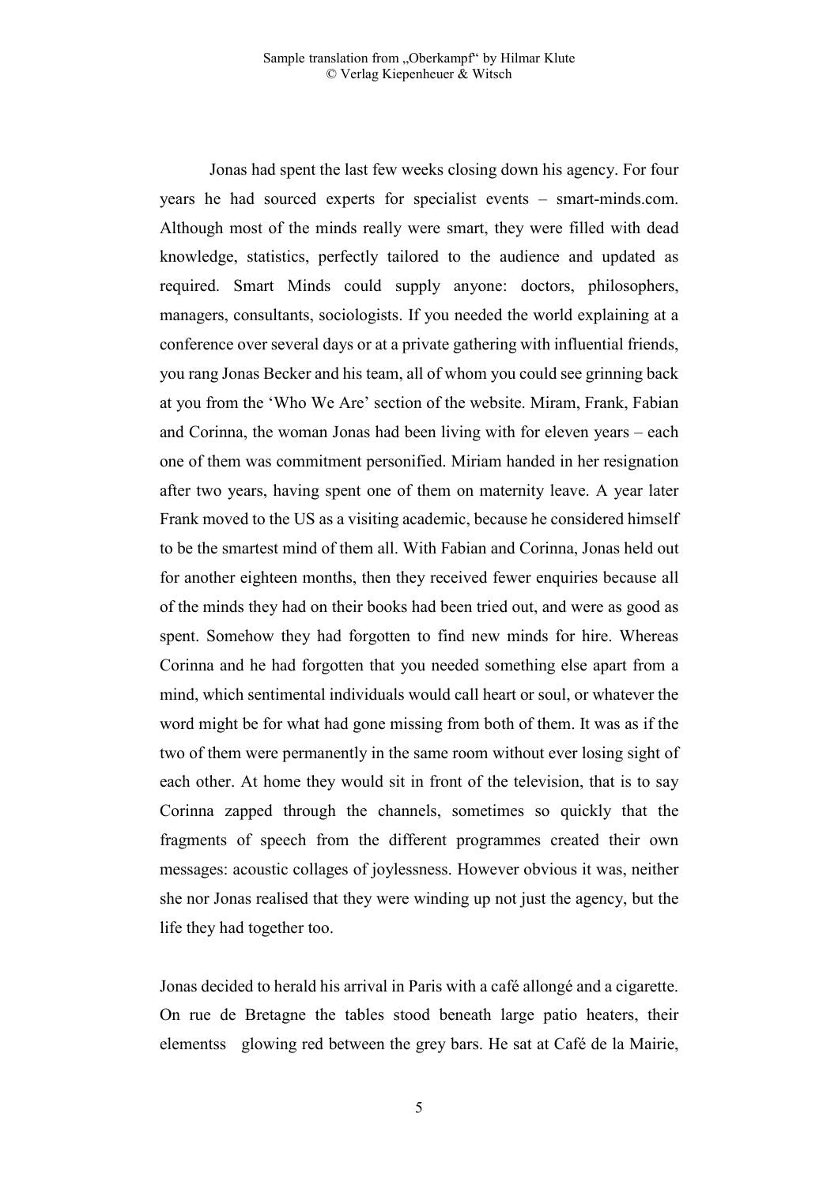Jonas had spent the last few weeks closing down his agency. For four years he had sourced experts for specialist events – smart-minds.com. Although most of the minds really were smart, they were filled with dead knowledge, statistics, perfectly tailored to the audience and updated as required. Smart Minds could supply anyone: doctors, philosophers, managers, consultants, sociologists. If you needed the world explaining at a conference over several days or at a private gathering with influential friends, you rang Jonas Becker and his team, all of whom you could see grinning back at you from the 'Who We Are' section of the website. Miram, Frank, Fabian and Corinna, the woman Jonas had been living with for eleven years – each one of them was commitment personified. Miriam handed in her resignation after two years, having spent one of them on maternity leave. A year later Frank moved to the US as a visiting academic, because he considered himself to be the smartest mind of them all. With Fabian and Corinna, Jonas held out for another eighteen months, then they received fewer enquiries because all of the minds they had on their books had been tried out, and were as good as spent. Somehow they had forgotten to find new minds for hire. Whereas Corinna and he had forgotten that you needed something else apart from a mind, which sentimental individuals would call heart or soul, or whatever the word might be for what had gone missing from both of them. It was as if the two of them were permanently in the same room without ever losing sight of each other. At home they would sit in front of the television, that is to say Corinna zapped through the channels, sometimes so quickly that the fragments of speech from the different programmes created their own messages: acoustic collages of joylessness. However obvious it was, neither she nor Jonas realised that they were winding up not just the agency, but the life they had together too.

Jonas decided to herald his arrival in Paris with a café allongé and a cigarette. On rue de Bretagne the tables stood beneath large patio heaters, their elementss glowing red between the grey bars. He sat at Café de la Mairie,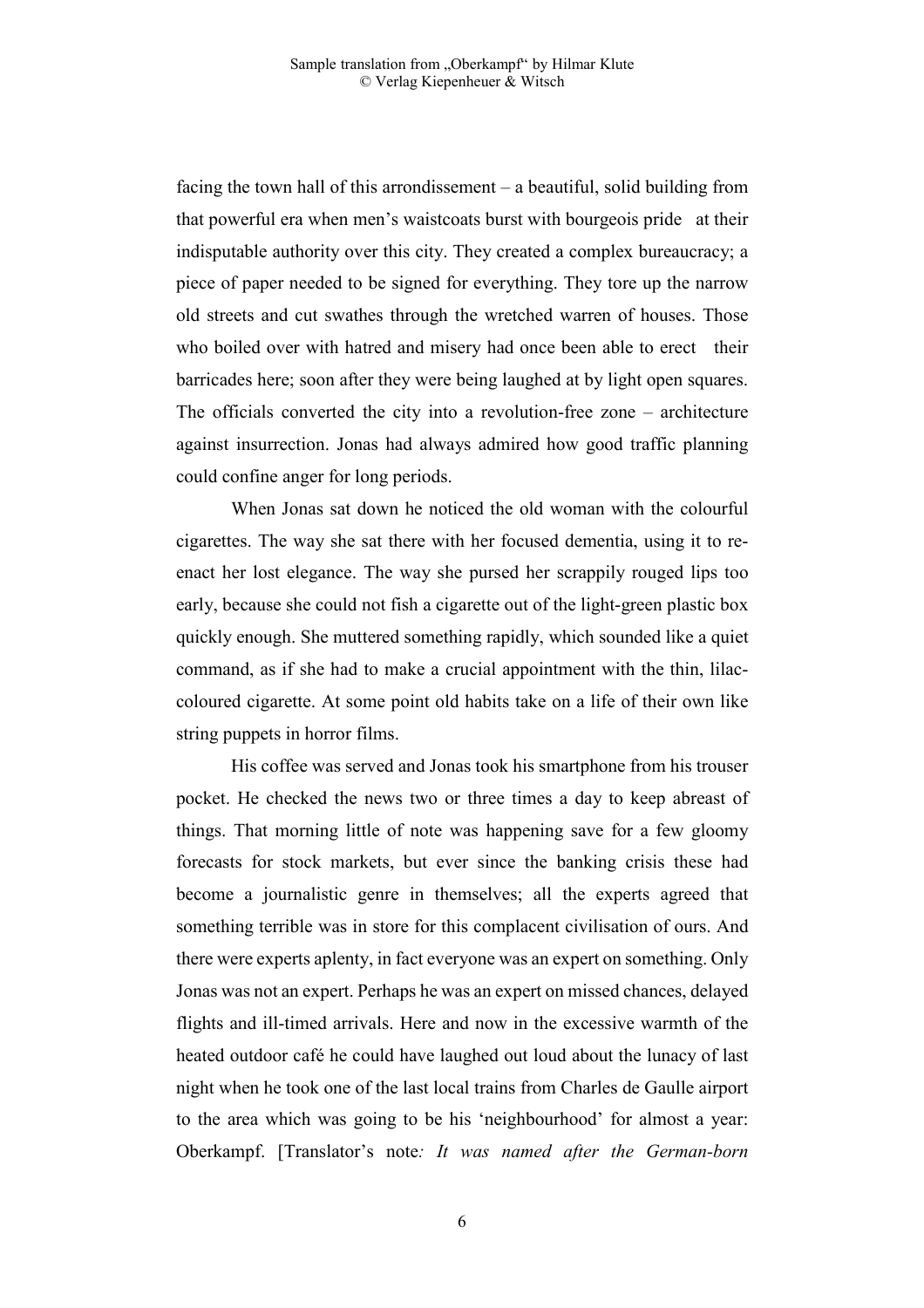facing the town hall of this arrondissement – a beautiful, solid building from that powerful era when men's waistcoats burst with bourgeois pride at their indisputable authority over this city. They created a complex bureaucracy; a piece of paper needed to be signed for everything. They tore up the narrow old streets and cut swathes through the wretched warren of houses. Those who boiled over with hatred and misery had once been able to erect their barricades here; soon after they were being laughed at by light open squares. The officials converted the city into a revolution-free zone – architecture against insurrection. Jonas had always admired how good traffic planning could confine anger for long periods.

When Jonas sat down he noticed the old woman with the colourful cigarettes. The way she sat there with her focused dementia, using it to re-enact her lost elegance. The way she pursed her scrappily rouged lips too early, because she could not fish a cigarette out of the light-green plastic box quickly enough. She muttered something rapidly, which sounded like a quiet command, as if she had to make a crucial appointment with the thin, lilac-coloured cigarette. At some point old habits take on a life of their own like string puppets in horror films.

His coffee was served and Jonas took his smartphone from his trouser pocket. He checked the news two or three times a day to keep abreast of things. That morning little of note was happening save for a few gloomy forecasts for stock markets, but ever since the banking crisis these had become a journalistic genre in themselves; all the experts agreed that something terrible was in store for this complacent civilisation of ours. And there were experts aplenty, in fact everyone was an expert on something. Only Jonas was not an expert. Perhaps he was an expert on missed chances, delayed flights and ill-timed arrivals. Here and now in the excessive warmth of the heated outdoor café he could have laughed out loud about the lunacy of last night when he took one of the last local trains from Charles de Gaulle airport to the area which was going to be his 'neighbourhood' for almost a year: Oberkampf. [Translator's note*: It was named after the German-born*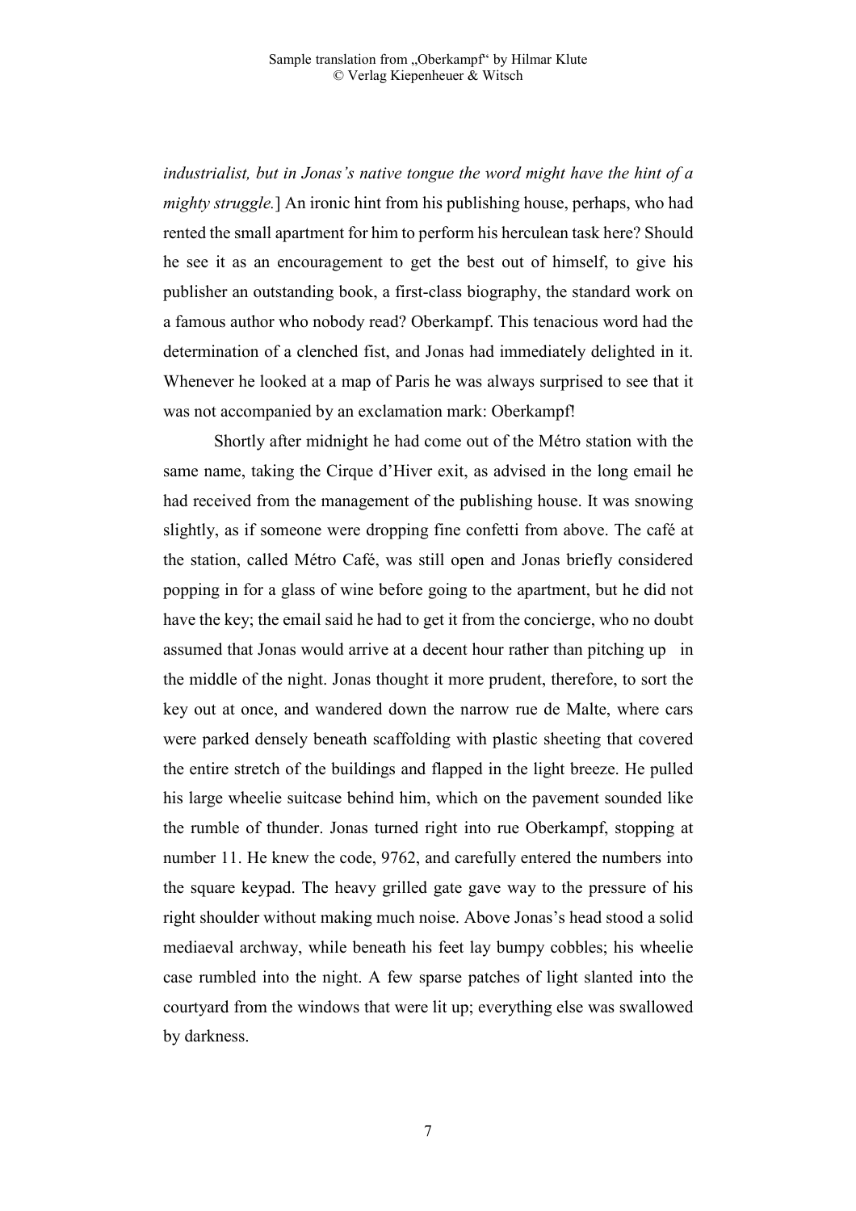*industrialist, but in Jonas's native tongue the word might have the hint of a mighty struggle.*] An ironic hint from his publishing house, perhaps, who had rented the small apartment for him to perform his herculean task here? Should he see it as an encouragement to get the best out of himself, to give his publisher an outstanding book, a first-class biography, the standard work on a famous author who nobody read? Oberkampf. This tenacious word had the determination of a clenched fist, and Jonas had immediately delighted in it. Whenever he looked at a map of Paris he was always surprised to see that it was not accompanied by an exclamation mark: Oberkampf!

Shortly after midnight he had come out of the Métro station with the same name, taking the Cirque d'Hiver exit, as advised in the long email he had received from the management of the publishing house. It was snowing slightly, as if someone were dropping fine confetti from above. The café at the station, called Métro Café, was still open and Jonas briefly considered popping in for a glass of wine before going to the apartment, but he did not have the key; the email said he had to get it from the concierge, who no doubt assumed that Jonas would arrive at a decent hour rather than pitching up in the middle of the night. Jonas thought it more prudent, therefore, to sort the key out at once, and wandered down the narrow rue de Malte, where cars were parked densely beneath scaffolding with plastic sheeting that covered the entire stretch of the buildings and flapped in the light breeze. He pulled his large wheelie suitcase behind him, which on the pavement sounded like the rumble of thunder. Jonas turned right into rue Oberkampf, stopping at number 11. He knew the code, 9762, and carefully entered the numbers into the square keypad. The heavy grilled gate gave way to the pressure of his right shoulder without making much noise. Above Jonas's head stood a solid mediaeval archway, while beneath his feet lay bumpy cobbles; his wheelie case rumbled into the night. A few sparse patches of light slanted into the courtyard from the windows that were lit up; everything else was swallowed by darkness.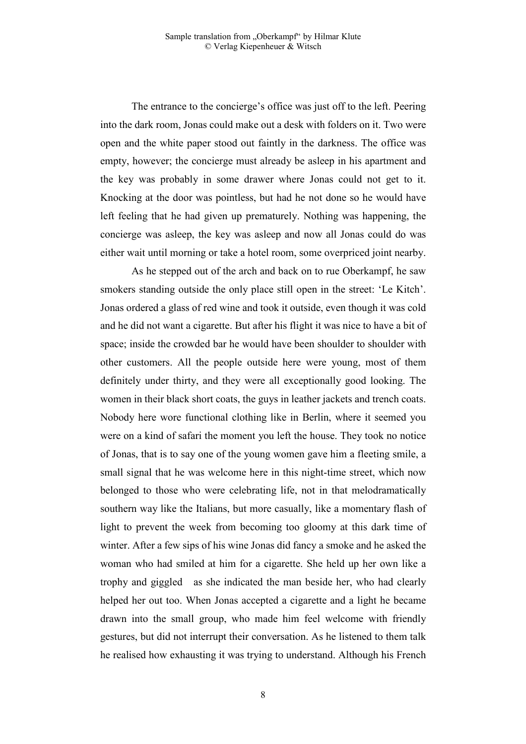The entrance to the concierge's office was just off to the left. Peering into the dark room, Jonas could make out a desk with folders on it. Two were open and the white paper stood out faintly in the darkness. The office was empty, however; the concierge must already be asleep in his apartment and the key was probably in some drawer where Jonas could not get to it. Knocking at the door was pointless, but had he not done so he would have left feeling that he had given up prematurely. Nothing was happening, the concierge was asleep, the key was asleep and now all Jonas could do was either wait until morning or take a hotel room, some overpriced joint nearby.

As he stepped out of the arch and back on to rue Oberkampf, he saw smokers standing outside the only place still open in the street: 'Le Kitch'. Jonas ordered a glass of red wine and took it outside, even though it was cold and he did not want a cigarette. But after his flight it was nice to have a bit of space; inside the crowded bar he would have been shoulder to shoulder with other customers. All the people outside here were young, most of them definitely under thirty, and they were all exceptionally good looking. The women in their black short coats, the guys in leather jackets and trench coats. Nobody here wore functional clothing like in Berlin, where it seemed you were on a kind of safari the moment you left the house. They took no notice of Jonas, that is to say one of the young women gave him a fleeting smile, a small signal that he was welcome here in this night-time street, which now belonged to those who were celebrating life, not in that melodramatically southern way like the Italians, but more casually, like a momentary flash of light to prevent the week from becoming too gloomy at this dark time of winter. After a few sips of his wine Jonas did fancy a smoke and he asked the woman who had smiled at him for a cigarette. She held up her own like a trophy and giggled as she indicated the man beside her, who had clearly helped her out too. When Jonas accepted a cigarette and a light he became drawn into the small group, who made him feel welcome with friendly gestures, but did not interrupt their conversation. As he listened to them talk he realised how exhausting it was trying to understand. Although his French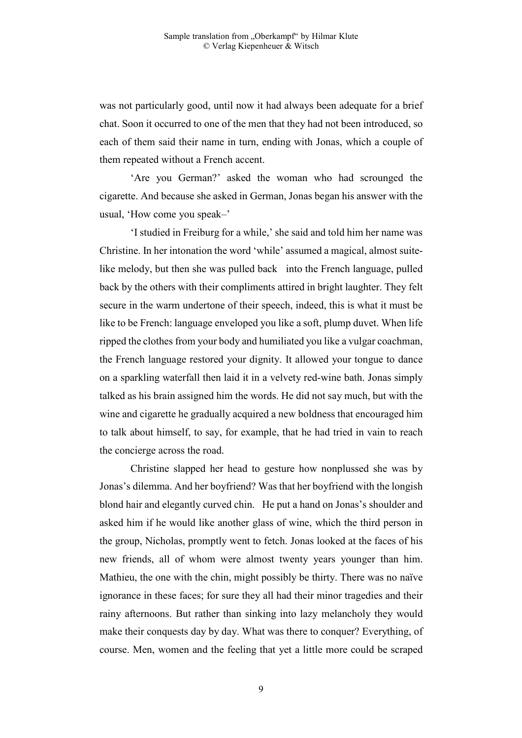was not particularly good, until now it had always been adequate for a brief chat. Soon it occurred to one of the men that they had not been introduced, so each of them said their name in turn, ending with Jonas, which a couple of them repeated without a French accent.

'Are you German?' asked the woman who had scrounged the cigarette. And because she asked in German, Jonas began his answer with the usual, 'How come you speak–'

'I studied in Freiburg for a while,' she said and told him her name was Christine. In her intonation the word 'while' assumed a magical, almost suite-like melody, but then she was pulled back into the French language, pulled back by the others with their compliments attired in bright laughter. They felt secure in the warm undertone of their speech, indeed, this is what it must be like to be French: language enveloped you like a soft, plump duvet. When life ripped the clothes from your body and humiliated you like a vulgar coachman, the French language restored your dignity. It allowed your tongue to dance on a sparkling waterfall then laid it in a velvety red-wine bath. Jonas simply talked as his brain assigned him the words. He did not say much, but with the wine and cigarette he gradually acquired a new boldness that encouraged him to talk about himself, to say, for example, that he had tried in vain to reach the concierge across the road.

Christine slapped her head to gesture how nonplussed she was by Jonas's dilemma. And her boyfriend? Was that her boyfriend with the longish blond hair and elegantly curved chin. He put a hand on Jonas's shoulder and asked him if he would like another glass of wine, which the third person in the group, Nicholas, promptly went to fetch. Jonas looked at the faces of his new friends, all of whom were almost twenty years younger than him. Mathieu, the one with the chin, might possibly be thirty. There was no naïve ignorance in these faces; for sure they all had their minor tragedies and their rainy afternoons. But rather than sinking into lazy melancholy they would make their conquests day by day. What was there to conquer? Everything, of course. Men, women and the feeling that yet a little more could be scraped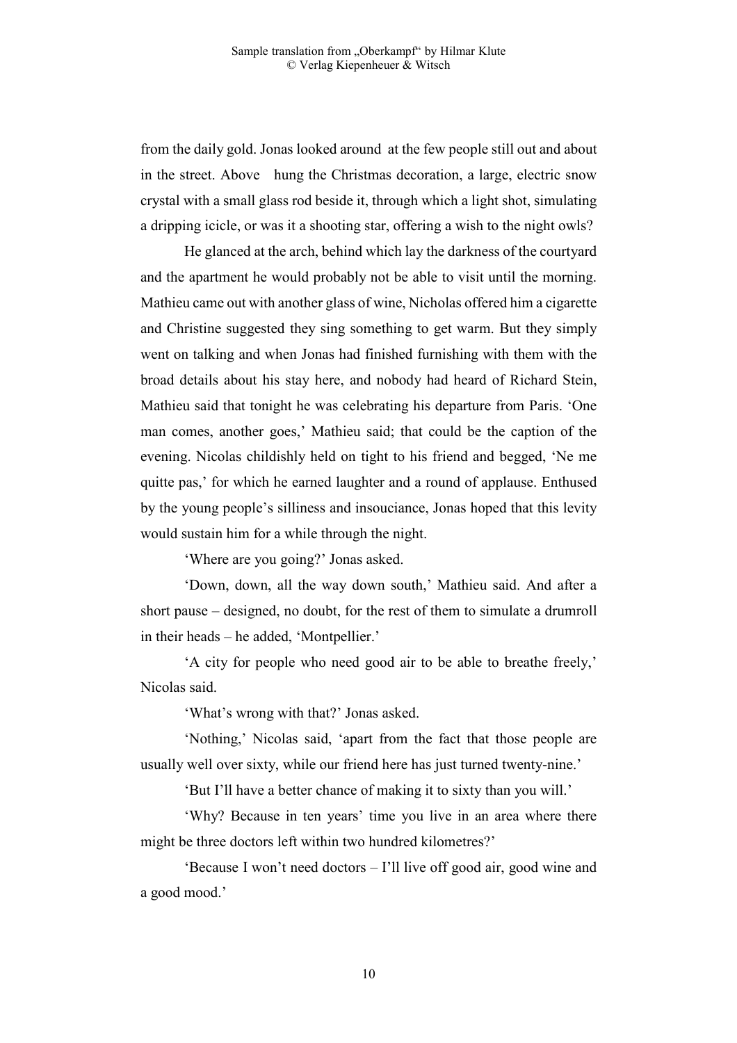from the daily gold. Jonas looked around at the few people still out and about in the street. Above hung the Christmas decoration, a large, electric snow crystal with a small glass rod beside it, through which a light shot, simulating a dripping icicle, or was it a shooting star, offering a wish to the night owls?

He glanced at the arch, behind which lay the darkness of the courtyard and the apartment he would probably not be able to visit until the morning. Mathieu came out with another glass of wine, Nicholas offered him a cigarette and Christine suggested they sing something to get warm. But they simply went on talking and when Jonas had finished furnishing with them with the broad details about his stay here, and nobody had heard of Richard Stein, Mathieu said that tonight he was celebrating his departure from Paris. 'One man comes, another goes,' Mathieu said; that could be the caption of the evening. Nicolas childishly held on tight to his friend and begged, 'Ne me quitte pas,' for which he earned laughter and a round of applause. Enthused by the young people's silliness and insouciance, Jonas hoped that this levity would sustain him for a while through the night.

'Where are you going?' Jonas asked.

'Down, down, all the way down south,' Mathieu said. And after a short pause – designed, no doubt, for the rest of them to simulate a drumroll in their heads – he added, 'Montpellier.'

'A city for people who need good air to be able to breathe freely,' Nicolas said.

'What's wrong with that?' Jonas asked.

'Nothing,' Nicolas said, 'apart from the fact that those people are usually well over sixty, while our friend here has just turned twenty-nine.'

'But I'll have a better chance of making it to sixty than you will.'

'Why? Because in ten years' time you live in an area where there might be three doctors left within two hundred kilometres?'

'Because I won't need doctors – I'll live off good air, good wine and a good mood.'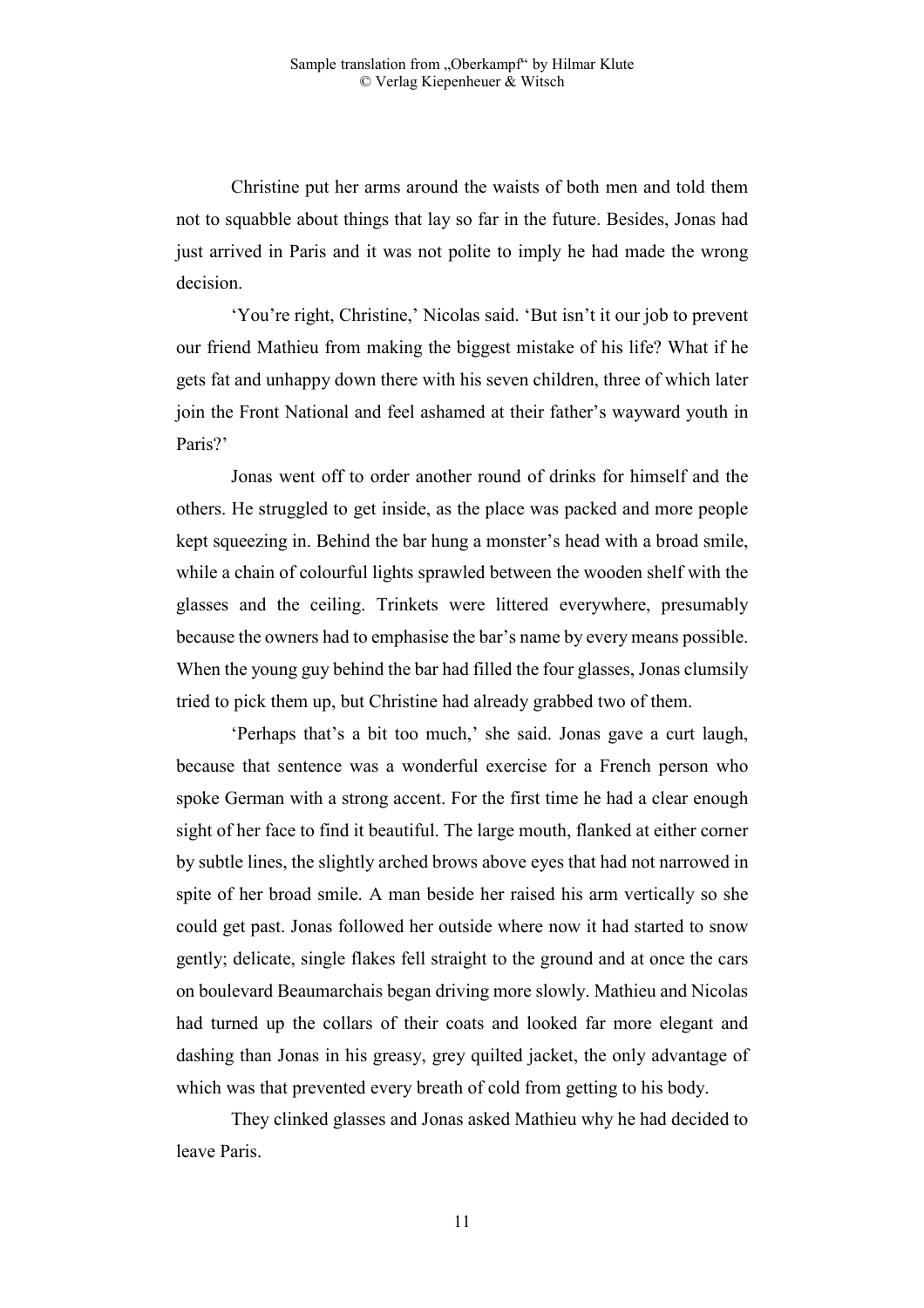Christine put her arms around the waists of both men and told them not to squabble about things that lay so far in the future. Besides, Jonas had just arrived in Paris and it was not polite to imply he had made the wrong decision.

'You're right, Christine,' Nicolas said. 'But isn't it our job to prevent our friend Mathieu from making the biggest mistake of his life? What if he gets fat and unhappy down there with his seven children, three of which later join the Front National and feel ashamed at their father's wayward youth in Paris?'

Jonas went off to order another round of drinks for himself and the others. He struggled to get inside, as the place was packed and more people kept squeezing in. Behind the bar hung a monster's head with a broad smile, while a chain of colourful lights sprawled between the wooden shelf with the glasses and the ceiling. Trinkets were littered everywhere, presumably because the owners had to emphasise the bar's name by every means possible. When the young guy behind the bar had filled the four glasses, Jonas clumsily tried to pick them up, but Christine had already grabbed two of them.

'Perhaps that's a bit too much,' she said. Jonas gave a curt laugh, because that sentence was a wonderful exercise for a French person who spoke German with a strong accent. For the first time he had a clear enough sight of her face to find it beautiful. The large mouth, flanked at either corner by subtle lines, the slightly arched brows above eyes that had not narrowed in spite of her broad smile. A man beside her raised his arm vertically so she could get past. Jonas followed her outside where now it had started to snow gently; delicate, single flakes fell straight to the ground and at once the cars on boulevard Beaumarchais began driving more slowly. Mathieu and Nicolas had turned up the collars of their coats and looked far more elegant and dashing than Jonas in his greasy, grey quilted jacket, the only advantage of which was that prevented every breath of cold from getting to his body.

They clinked glasses and Jonas asked Mathieu why he had decided to leave Paris.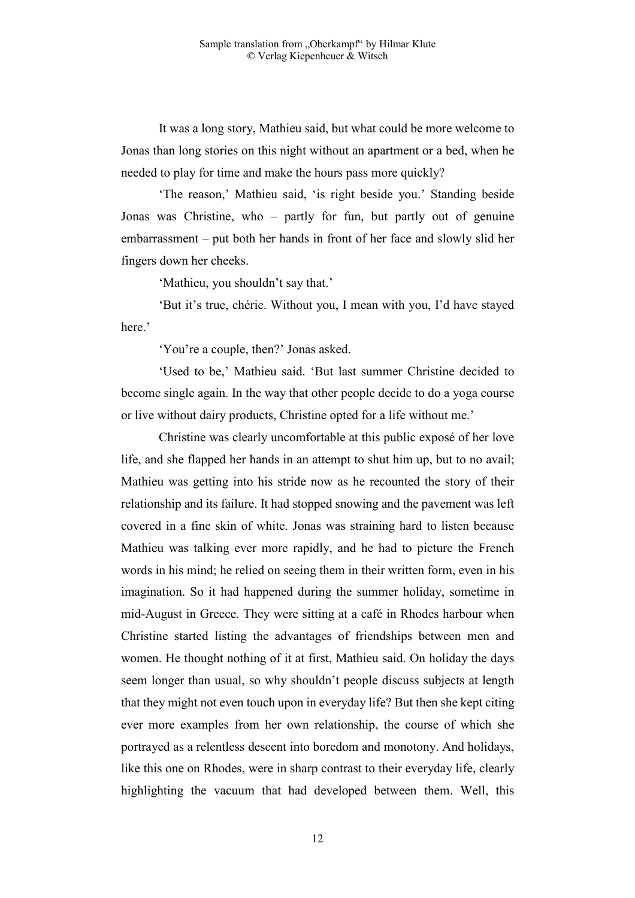It was a long story, Mathieu said, but what could be more welcome to Jonas than long stories on this night without an apartment or a bed, when he needed to play for time and make the hours pass more quickly?

'The reason,' Mathieu said, 'is right beside you.' Standing beside Jonas was Christine, who – partly for fun, but partly out of genuine embarrassment – put both her hands in front of her face and slowly slid her fingers down her cheeks.

'Mathieu, you shouldn't say that.'

'But it's true, chérie. Without you, I mean with you, I'd have stayed here.'

'You're a couple, then?' Jonas asked.

'Used to be,' Mathieu said. 'But last summer Christine decided to become single again. In the way that other people decide to do a yoga course or live without dairy products, Christine opted for a life without me.'

Christine was clearly uncomfortable at this public exposé of her love life, and she flapped her hands in an attempt to shut him up, but to no avail; Mathieu was getting into his stride now as he recounted the story of their relationship and its failure. It had stopped snowing and the pavement was left covered in a fine skin of white. Jonas was straining hard to listen because Mathieu was talking ever more rapidly, and he had to picture the French words in his mind; he relied on seeing them in their written form, even in his imagination. So it had happened during the summer holiday, sometime in mid-August in Greece. They were sitting at a café in Rhodes harbour when Christine started listing the advantages of friendships between men and women. He thought nothing of it at first, Mathieu said. On holiday the days seem longer than usual, so why shouldn't people discuss subjects at length that they might not even touch upon in everyday life? But then she kept citing ever more examples from her own relationship, the course of which she portrayed as a relentless descent into boredom and monotony. And holidays, like this one on Rhodes, were in sharp contrast to their everyday life, clearly highlighting the vacuum that had developed between them. Well, this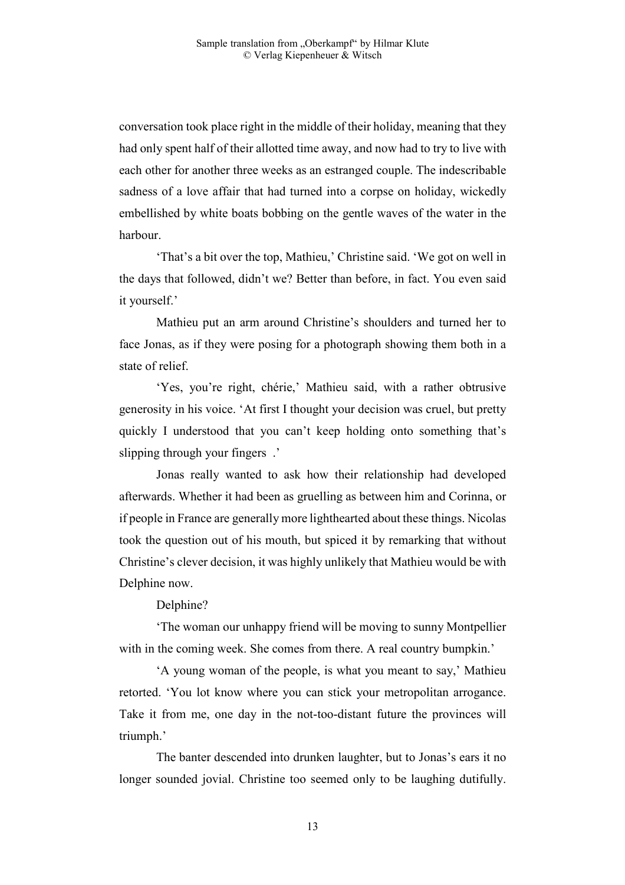conversation took place right in the middle of their holiday, meaning that they had only spent half of their allotted time away, and now had to try to live with each other for another three weeks as an estranged couple. The indescribable sadness of a love affair that had turned into a corpse on holiday, wickedly embellished by white boats bobbing on the gentle waves of the water in the harbour.

'That's a bit over the top, Mathieu,' Christine said. 'We got on well in the days that followed, didn't we? Better than before, in fact. You even said it yourself.'

Mathieu put an arm around Christine's shoulders and turned her to face Jonas, as if they were posing for a photograph showing them both in a state of relief.

'Yes, you're right, chérie,' Mathieu said, with a rather obtrusive generosity in his voice. 'At first I thought your decision was cruel, but pretty quickly I understood that you can't keep holding onto something that's slipping through your fingers .'

Jonas really wanted to ask how their relationship had developed afterwards. Whether it had been as gruelling as between him and Corinna, or if people in France are generally more lighthearted about these things. Nicolas took the question out of his mouth, but spiced it by remarking that without Christine's clever decision, it was highly unlikely that Mathieu would be with Delphine now.

Delphine?

'The woman our unhappy friend will be moving to sunny Montpellier with in the coming week. She comes from there. A real country bumpkin.'

'A young woman of the people, is what you meant to say,' Mathieu retorted. 'You lot know where you can stick your metropolitan arrogance. Take it from me, one day in the not-too-distant future the provinces will triumph.'

The banter descended into drunken laughter, but to Jonas's ears it no longer sounded jovial. Christine too seemed only to be laughing dutifully.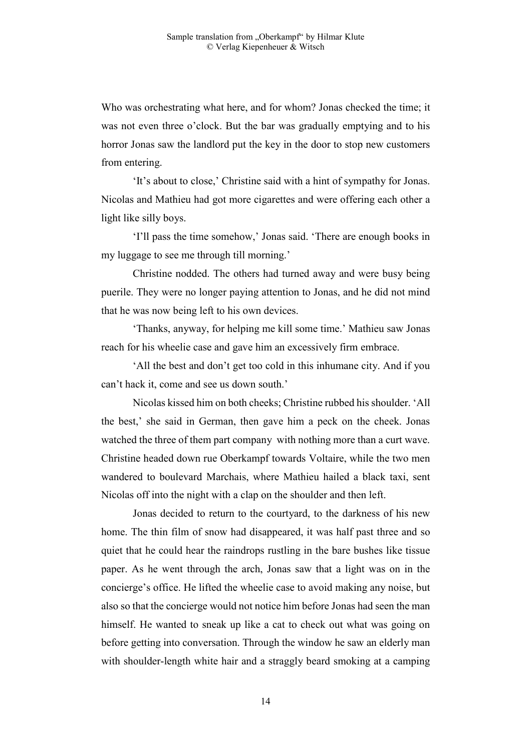Who was orchestrating what here, and for whom? Jonas checked the time; it was not even three o'clock. But the bar was gradually emptying and to his horror Jonas saw the landlord put the key in the door to stop new customers from entering.

'It's about to close,' Christine said with a hint of sympathy for Jonas. Nicolas and Mathieu had got more cigarettes and were offering each other a light like silly boys.

'I'll pass the time somehow,' Jonas said. 'There are enough books in my luggage to see me through till morning.'

Christine nodded. The others had turned away and were busy being puerile. They were no longer paying attention to Jonas, and he did not mind that he was now being left to his own devices.

'Thanks, anyway, for helping me kill some time.' Mathieu saw Jonas reach for his wheelie case and gave him an excessively firm embrace.

'All the best and don't get too cold in this inhumane city. And if you can't hack it, come and see us down south.'

Nicolas kissed him on both cheeks; Christine rubbed his shoulder. 'All the best,' she said in German, then gave him a peck on the cheek. Jonas watched the three of them part company with nothing more than a curt wave. Christine headed down rue Oberkampf towards Voltaire, while the two men wandered to boulevard Marchais, where Mathieu hailed a black taxi, sent Nicolas off into the night with a clap on the shoulder and then left.

Jonas decided to return to the courtyard, to the darkness of his new home. The thin film of snow had disappeared, it was half past three and so quiet that he could hear the raindrops rustling in the bare bushes like tissue paper. As he went through the arch, Jonas saw that a light was on in the concierge's office. He lifted the wheelie case to avoid making any noise, but also so that the concierge would not notice him before Jonas had seen the man himself. He wanted to sneak up like a cat to check out what was going on before getting into conversation. Through the window he saw an elderly man with shoulder-length white hair and a straggly beard smoking at a camping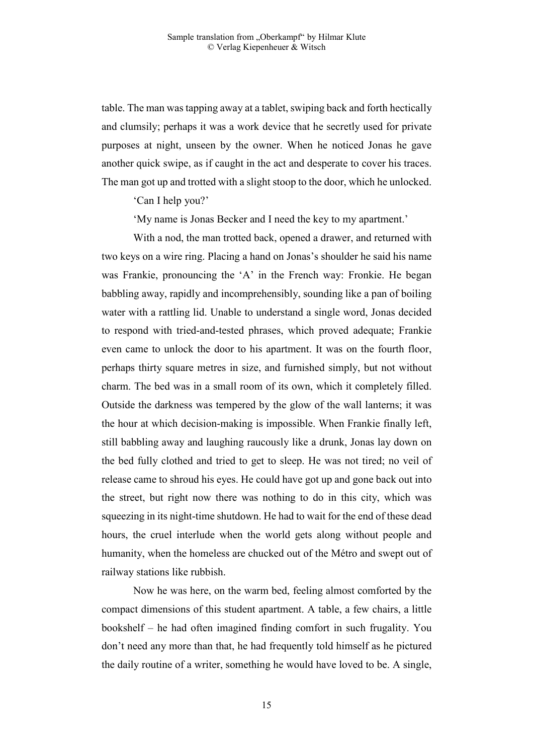table. The man was tapping away at a tablet, swiping back and forth hectically and clumsily; perhaps it was a work device that he secretly used for private purposes at night, unseen by the owner. When he noticed Jonas he gave another quick swipe, as if caught in the act and desperate to cover his traces. The man got up and trotted with a slight stoop to the door, which he unlocked.

'Can I help you?'

'My name is Jonas Becker and I need the key to my apartment.'

With a nod, the man trotted back, opened a drawer, and returned with two keys on a wire ring. Placing a hand on Jonas's shoulder he said his name was Frankie, pronouncing the 'A' in the French way: Fronkie. He began babbling away, rapidly and incomprehensibly, sounding like a pan of boiling water with a rattling lid. Unable to understand a single word, Jonas decided to respond with tried-and-tested phrases, which proved adequate; Frankie even came to unlock the door to his apartment. It was on the fourth floor, perhaps thirty square metres in size, and furnished simply, but not without charm. The bed was in a small room of its own, which it completely filled. Outside the darkness was tempered by the glow of the wall lanterns; it was the hour at which decision-making is impossible. When Frankie finally left, still babbling away and laughing raucously like a drunk, Jonas lay down on the bed fully clothed and tried to get to sleep. He was not tired; no veil of release came to shroud his eyes. He could have got up and gone back out into the street, but right now there was nothing to do in this city, which was squeezing in its night-time shutdown. He had to wait for the end of these dead hours, the cruel interlude when the world gets along without people and humanity, when the homeless are chucked out of the Métro and swept out of railway stations like rubbish.

Now he was here, on the warm bed, feeling almost comforted by the compact dimensions of this student apartment. A table, a few chairs, a little bookshelf – he had often imagined finding comfort in such frugality. You don't need any more than that, he had frequently told himself as he pictured the daily routine of a writer, something he would have loved to be. A single,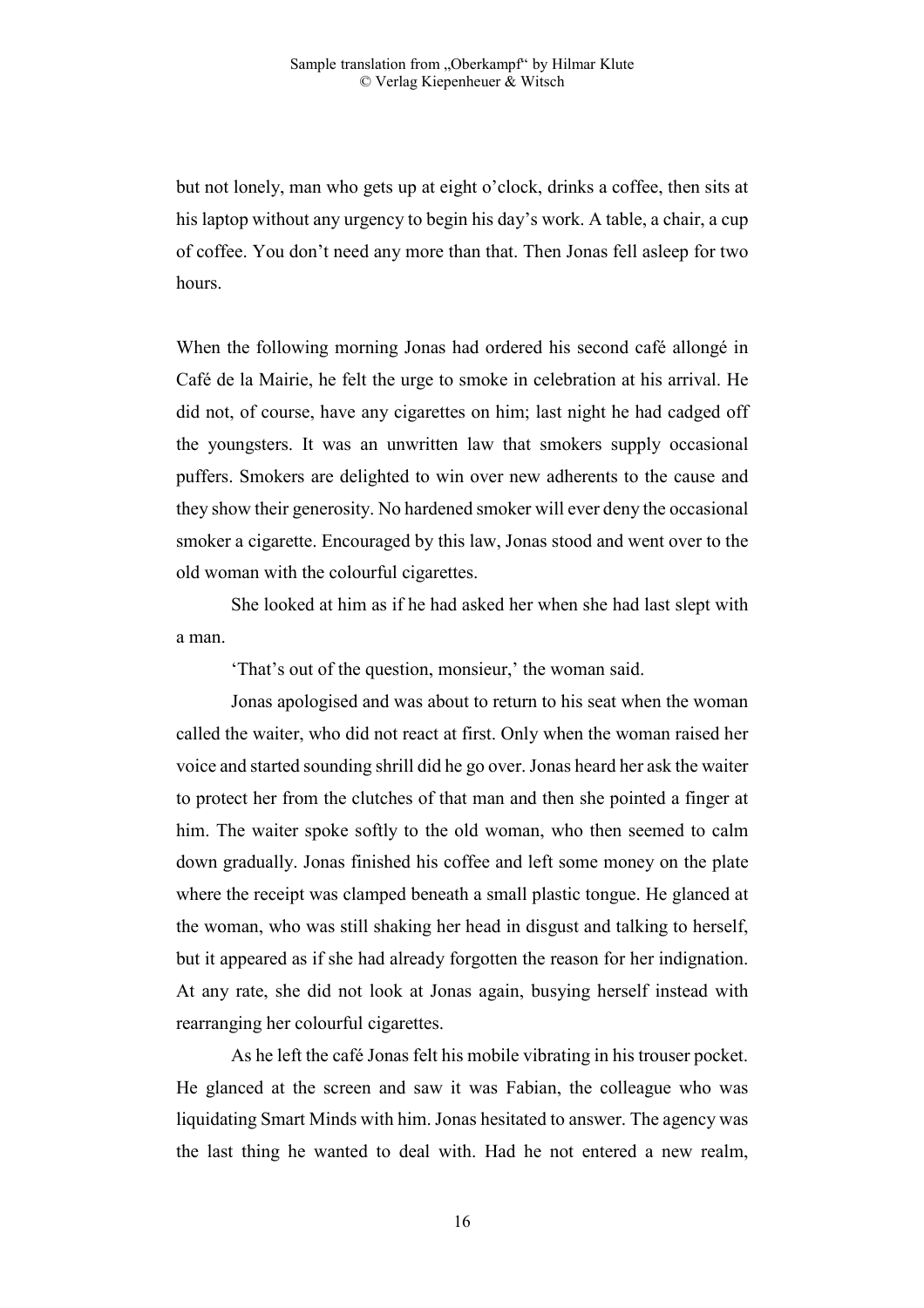but not lonely, man who gets up at eight o'clock, drinks a coffee, then sits at his laptop without any urgency to begin his day's work. A table, a chair, a cup of coffee. You don't need any more than that. Then Jonas fell asleep for two hours.

When the following morning Jonas had ordered his second café allongé in Café de la Mairie, he felt the urge to smoke in celebration at his arrival. He did not, of course, have any cigarettes on him; last night he had cadged off the youngsters. It was an unwritten law that smokers supply occasional puffers. Smokers are delighted to win over new adherents to the cause and they show their generosity. No hardened smoker will ever deny the occasional smoker a cigarette. Encouraged by this law, Jonas stood and went over to the old woman with the colourful cigarettes.

She looked at him as if he had asked her when she had last slept with a man.

'That's out of the question, monsieur,' the woman said.

Jonas apologised and was about to return to his seat when the woman called the waiter, who did not react at first. Only when the woman raised her voice and started sounding shrill did he go over. Jonas heard her ask the waiter to protect her from the clutches of that man and then she pointed a finger at him. The waiter spoke softly to the old woman, who then seemed to calm down gradually. Jonas finished his coffee and left some money on the plate where the receipt was clamped beneath a small plastic tongue. He glanced at the woman, who was still shaking her head in disgust and talking to herself, but it appeared as if she had already forgotten the reason for her indignation. At any rate, she did not look at Jonas again, busying herself instead with rearranging her colourful cigarettes.

As he left the café Jonas felt his mobile vibrating in his trouser pocket. He glanced at the screen and saw it was Fabian, the colleague who was liquidating Smart Minds with him. Jonas hesitated to answer. The agency was the last thing he wanted to deal with. Had he not entered a new realm,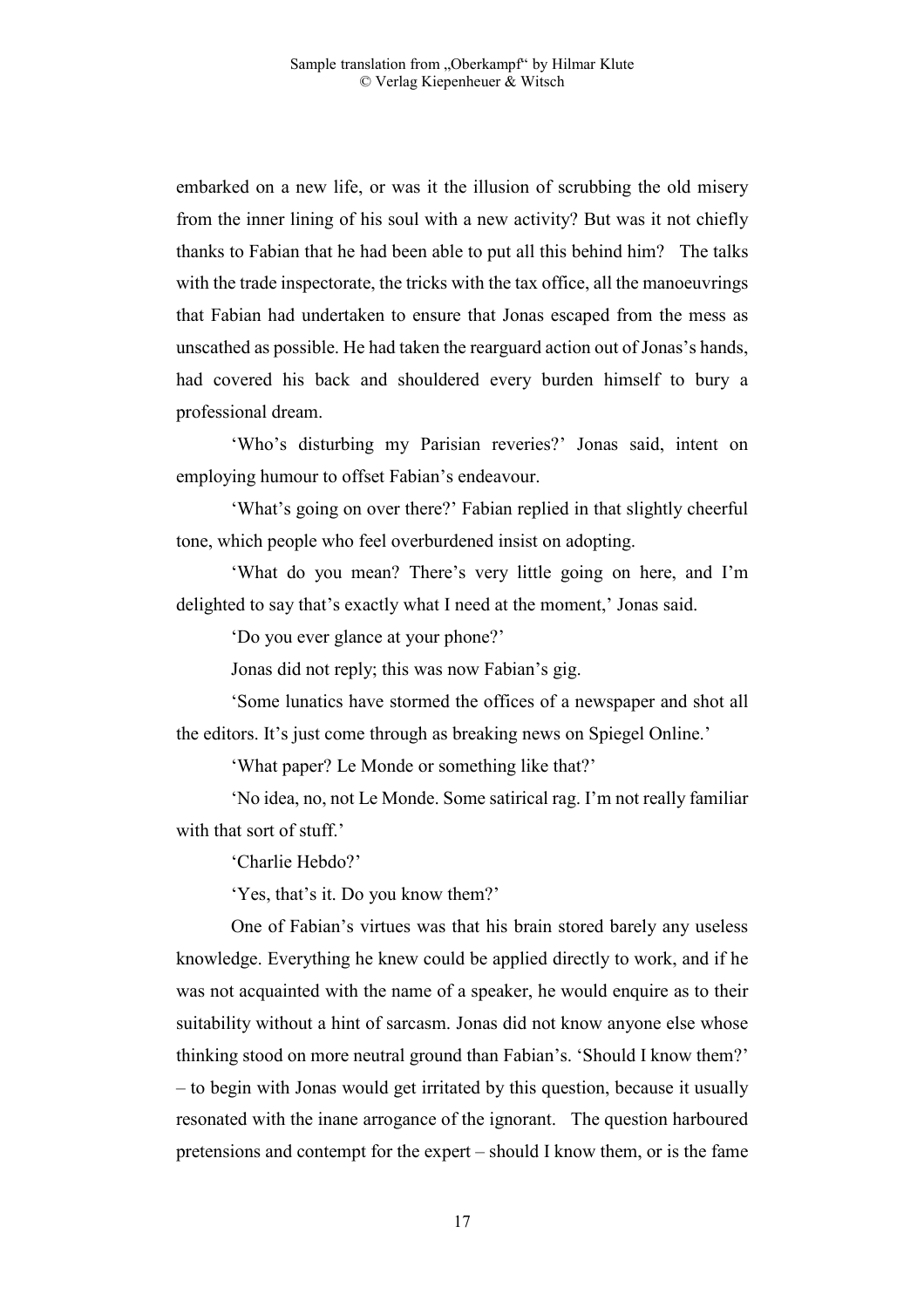embarked on a new life, or was it the illusion of scrubbing the old misery from the inner lining of his soul with a new activity? But was it not chiefly thanks to Fabian that he had been able to put all this behind him? The talks with the trade inspectorate, the tricks with the tax office, all the manoeuvrings that Fabian had undertaken to ensure that Jonas escaped from the mess as unscathed as possible. He had taken the rearguard action out of Jonas's hands, had covered his back and shouldered every burden himself to bury a professional dream.

'Who's disturbing my Parisian reveries?' Jonas said, intent on employing humour to offset Fabian's endeavour.

'What's going on over there?' Fabian replied in that slightly cheerful tone, which people who feel overburdened insist on adopting.

'What do you mean? There's very little going on here, and I'm delighted to say that's exactly what I need at the moment,' Jonas said.

'Do you ever glance at your phone?'

Jonas did not reply; this was now Fabian's gig.

'Some lunatics have stormed the offices of a newspaper and shot all the editors. It's just come through as breaking news on Spiegel Online.'

'What paper? Le Monde or something like that?'

'No idea, no, not Le Monde. Some satirical rag. I'm not really familiar with that sort of stuff.'

'Charlie Hebdo?'

'Yes, that's it. Do you know them?'

One of Fabian's virtues was that his brain stored barely any useless knowledge. Everything he knew could be applied directly to work, and if he was not acquainted with the name of a speaker, he would enquire as to their suitability without a hint of sarcasm. Jonas did not know anyone else whose thinking stood on more neutral ground than Fabian's. 'Should I know them?' – to begin with Jonas would get irritated by this question, because it usually resonated with the inane arrogance of the ignorant. The question harboured pretensions and contempt for the expert – should I know them, or is the fame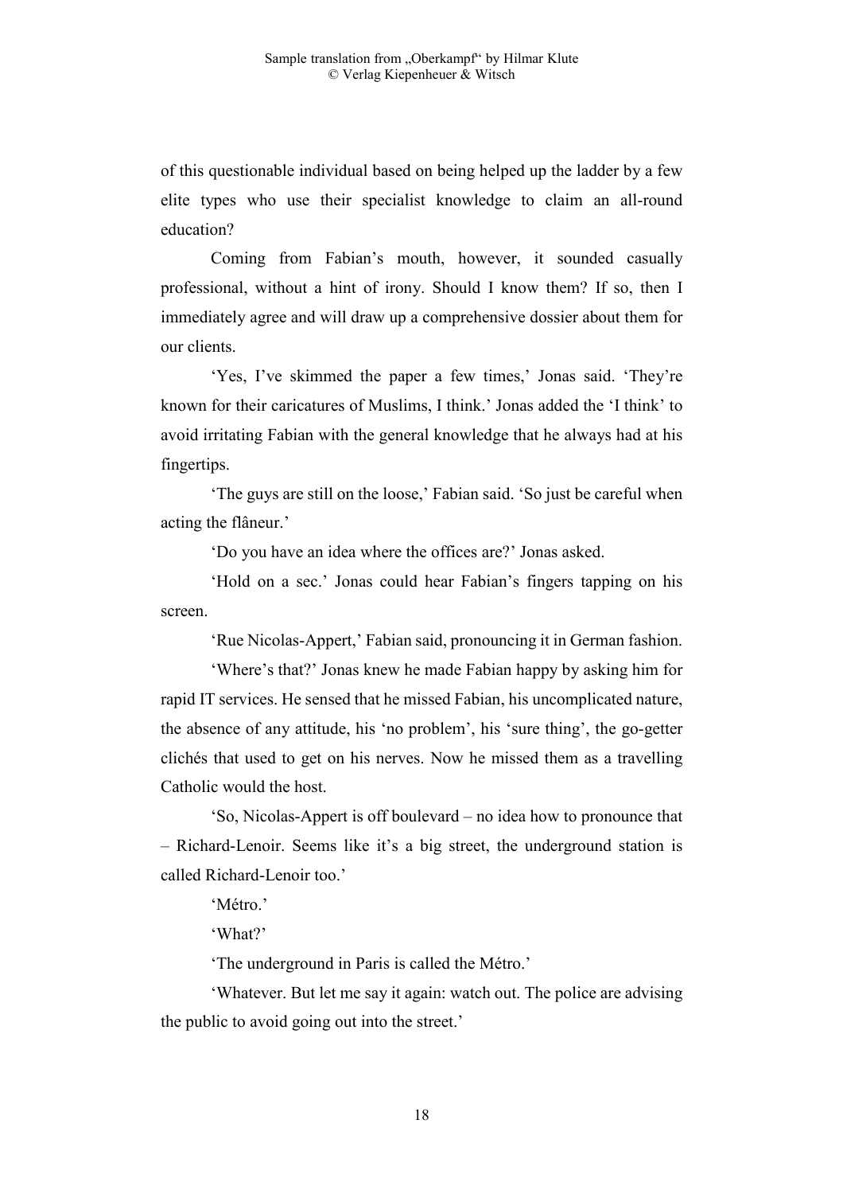of this questionable individual based on being helped up the ladder by a few elite types who use their specialist knowledge to claim an all-round education?

Coming from Fabian's mouth, however, it sounded casually professional, without a hint of irony. Should I know them? If so, then I immediately agree and will draw up a comprehensive dossier about them for our clients.

'Yes, I've skimmed the paper a few times,' Jonas said. 'They're known for their caricatures of Muslims, I think.' Jonas added the 'I think' to avoid irritating Fabian with the general knowledge that he always had at his fingertips.

'The guys are still on the loose,' Fabian said. 'So just be careful when acting the flâneur.'

'Do you have an idea where the offices are?' Jonas asked.

'Hold on a sec.' Jonas could hear Fabian's fingers tapping on his screen.

'Rue Nicolas-Appert,' Fabian said, pronouncing it in German fashion.

'Where's that?' Jonas knew he made Fabian happy by asking him for rapid IT services. He sensed that he missed Fabian, his uncomplicated nature, the absence of any attitude, his 'no problem', his 'sure thing', the go-getter clichés that used to get on his nerves. Now he missed them as a travelling Catholic would the host.

'So, Nicolas-Appert is off boulevard – no idea how to pronounce that – Richard-Lenoir. Seems like it's a big street, the underground station is called Richard-Lenoir too.'

'Métro.'

'What?'

'The underground in Paris is called the Métro.'

'Whatever. But let me say it again: watch out. The police are advising the public to avoid going out into the street.'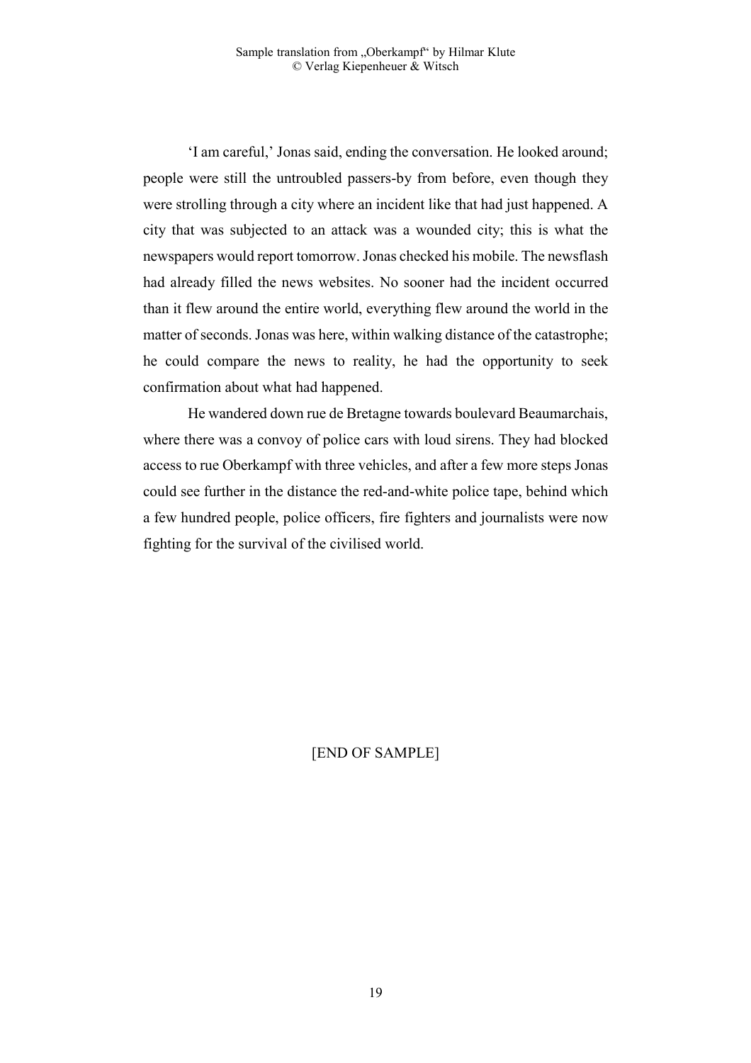'I am careful,' Jonas said, ending the conversation. He looked around; people were still the untroubled passers-by from before, even though they were strolling through a city where an incident like that had just happened. A city that was subjected to an attack was a wounded city; this is what the newspapers would report tomorrow. Jonas checked his mobile. The newsflash had already filled the news websites. No sooner had the incident occurred than it flew around the entire world, everything flew around the world in the matter of seconds. Jonas was here, within walking distance of the catastrophe; he could compare the news to reality, he had the opportunity to seek confirmation about what had happened.

He wandered down rue de Bretagne towards boulevard Beaumarchais, where there was a convoy of police cars with loud sirens. They had blocked access to rue Oberkampf with three vehicles, and after a few more steps Jonas could see further in the distance the red-and-white police tape, behind which a few hundred people, police officers, fire fighters and journalists were now fighting for the survival of the civilised world.

[END OF SAMPLE]